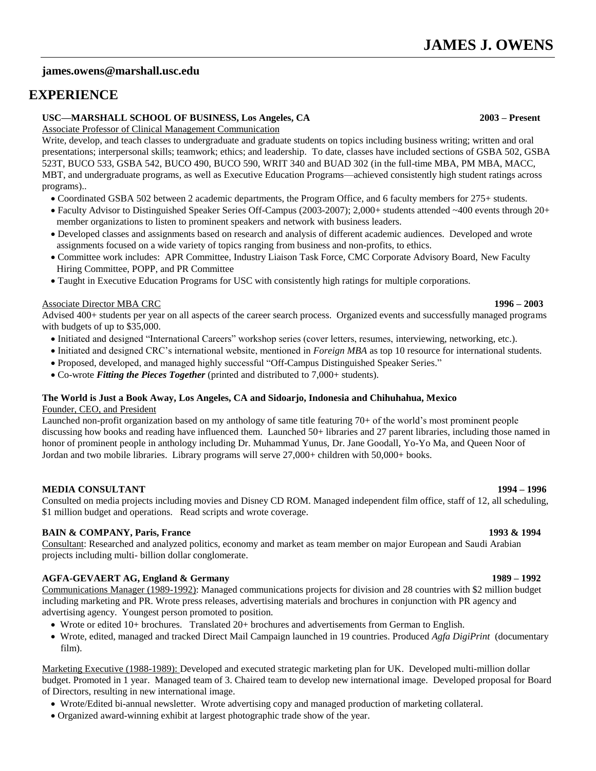# JAMES J. OWENS

**james.owens@marshall.usc.edu**

## EXPERIENCE

**USC—MARSHALL SCHOOL OF BUSINESS, Los Angeles, CA** **2003 – Present**

Associate Professor of Clinical Management Communication

Write, develop, and teach classes to undergraduate and graduate students on topics including business writing; written and oral presentations; interpersonal skills; teamwork; ethics; and leadership. To date, classes have included sections of GSBA 502, GSBA 523T, BUCO 533, GSBA 542, BUCO 490, BUCO 590, WRIT 340 and BUAD 302 (in the full-time MBA, PM MBA, MACC, MBT, and undergraduate programs, as well as Executive Education Programs—achieved consistently high student ratings across programs)..

- Coordinated GSBA 502 between 2 academic departments, the Program Office, and 6 faculty members for 275+ students.
- Faculty Advisor to Distinguished Speaker Series Off-Campus (2003-2007); 2,000+ students attended ~400 events through 20+ member organizations to listen to prominent speakers and network with business leaders.
- Developed classes and assignments based on research and analysis of different academic audiences. Developed and wrote assignments focused on a wide variety of topics ranging from business and non-profits, to ethics.
- Committee work includes: APR Committee, Industry Liaison Task Force, CMC Corporate Advisory Board, New Faculty Hiring Committee, POPP, and PR Committee
- Taught in Executive Education Programs for USC with consistently high ratings for multiple corporations.

Associate Director MBA CRC **1996 – 2003**

Advised 400+ students per year on all aspects of the career search process. Organized events and successfully managed programs with budgets of up to $35,000.

- Initiated and designed "International Careers" workshop series (cover letters, resumes, interviewing, networking, etc.).
- Initiated and designed CRC's international website, mentioned in *Foreign MBA* as top 10 resource for international students.
- Proposed, developed, and managed highly successful "Off-Campus Distinguished Speaker Series."
- Co-wrote ***Fitting the Pieces Together*** (printed and distributed to 7,000+ students).

**The World is Just a Book Away, Los Angeles, CA and Sidoarjo, Indonesia and Chihuhahua, Mexico**

Founder, CEO, and President

Launched non-profit organization based on my anthology of same title featuring 70+ of the world's most prominent people discussing how books and reading have influenced them. Launched 50+ libraries and 27 parent libraries, including those named in honor of prominent people in anthology including Dr. Muhammad Yunus, Dr. Jane Goodall, Yo-Yo Ma, and Queen Noor of Jordan and two mobile libraries. Library programs will serve 27,000+ children with 50,000+ books.

**MEDIA CONSULTANT** **1994 – 1996**

Consulted on media projects including movies and Disney CD ROM. Managed independent film office, staff of 12, all scheduling, $1 million budget and operations. Read scripts and wrote coverage.

**BAIN & COMPANY, Paris, France** **1993 & 1994**

Consultant: Researched and analyzed politics, economy and market as team member on major European and Saudi Arabian projects including multi- billion dollar conglomerate.

**AGFA-GEVAERT AG, England & Germany** **1989 – 1992**

Communications Manager (1989-1992): Managed communications projects for division and 28 countries with $2 million budget including marketing and PR. Wrote press releases, advertising materials and brochures in conjunction with PR agency and advertising agency. Youngest person promoted to position.

- Wrote or edited 10+ brochures. Translated 20+ brochures and advertisements from German to English.
- Wrote, edited, managed and tracked Direct Mail Campaign launched in 19 countries. Produced *Agfa DigiPrint* (documentary film).

Marketing Executive (1988-1989): Developed and executed strategic marketing plan for UK. Developed multi-million dollar budget. Promoted in 1 year. Managed team of 3. Chaired team to develop new international image. Developed proposal for Board of Directors, resulting in new international image.

- Wrote/Edited bi-annual newsletter. Wrote advertising copy and managed production of marketing collateral.
- Organized award-winning exhibit at largest photographic trade show of the year.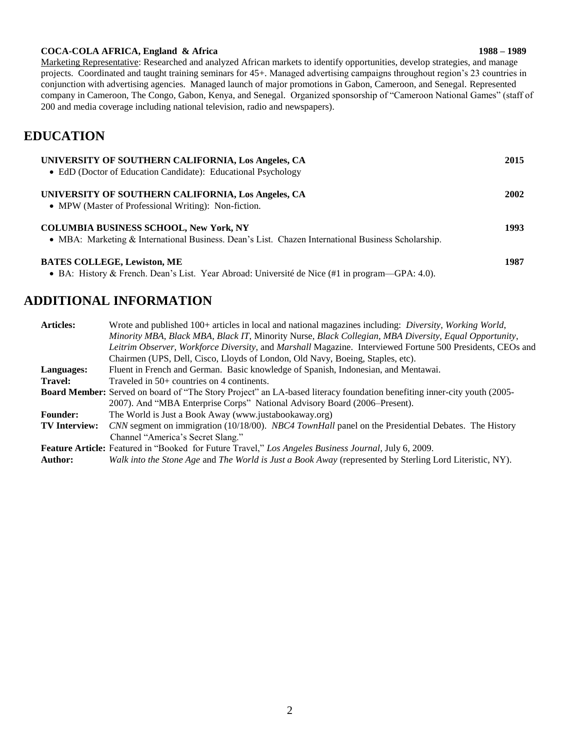**COCA-COLA AFRICA, England & Africa** **1988 – 1989**

Marketing Representative: Researched and analyzed African markets to identify opportunities, develop strategies, and manage projects. Coordinated and taught training seminars for 45+. Managed advertising campaigns throughout region's 23 countries in conjunction with advertising agencies. Managed launch of major promotions in Gabon, Cameroon, and Senegal. Represented company in Cameroon, The Congo, Gabon, Kenya, and Senegal. Organized sponsorship of "Cameroon National Games" (staff of 200 and media coverage including national television, radio and newspapers).

## EDUCATION

**UNIVERSITY OF SOUTHERN CALIFORNIA, Los Angeles, CA** **2015**
- EdD (Doctor of Education Candidate): Educational Psychology

**UNIVERSITY OF SOUTHERN CALIFORNIA, Los Angeles, CA** **2002**
- MPW (Master of Professional Writing): Non-fiction.

**COLUMBIA BUSINESS SCHOOL, New York, NY** **1993**
- MBA: Marketing & International Business. Dean's List. Chazen International Business Scholarship.

**BATES COLLEGE, Lewiston, ME** **1987**
- BA: History & French. Dean's List. Year Abroad: Université de Nice (#1 in program—GPA: 4.0).

## ADDITIONAL INFORMATION

**Articles:** Wrote and published 100+ articles in local and national magazines including: *Diversity*, *Working World*, *Minority MBA*, *Black MBA*, *Black IT*, Minority Nurse, *Black Collegian*, *MBA Diversity*, *Equal Opportunity*, *Leitrim Observer*, *Workforce Diversity*, and *Marshall* Magazine. Interviewed Fortune 500 Presidents, CEOs and Chairmen (UPS, Dell, Cisco, Lloyds of London, Old Navy, Boeing, Staples, etc).

**Languages:** Fluent in French and German. Basic knowledge of Spanish, Indonesian, and Mentawai.

**Travel:** Traveled in 50+ countries on 4 continents.

**Board Member:** Served on board of "The Story Project" an LA-based literacy foundation benefiting inner-city youth (2005-2007). And "MBA Enterprise Corps" National Advisory Board (2006–Present).

**Founder:** The World is Just a Book Away (www.justabookaway.org)

**TV Interview:** *CNN* segment on immigration (10/18/00). *NBC4 TownHall* panel on the Presidential Debates. The History Channel "America's Secret Slang."

**Feature Article:** Featured in "Booked for Future Travel," *Los Angeles Business Journal*, July 6, 2009.

**Author:** *Walk into the Stone Age* and *The World is Just a Book Away* (represented by Sterling Lord Literistic, NY).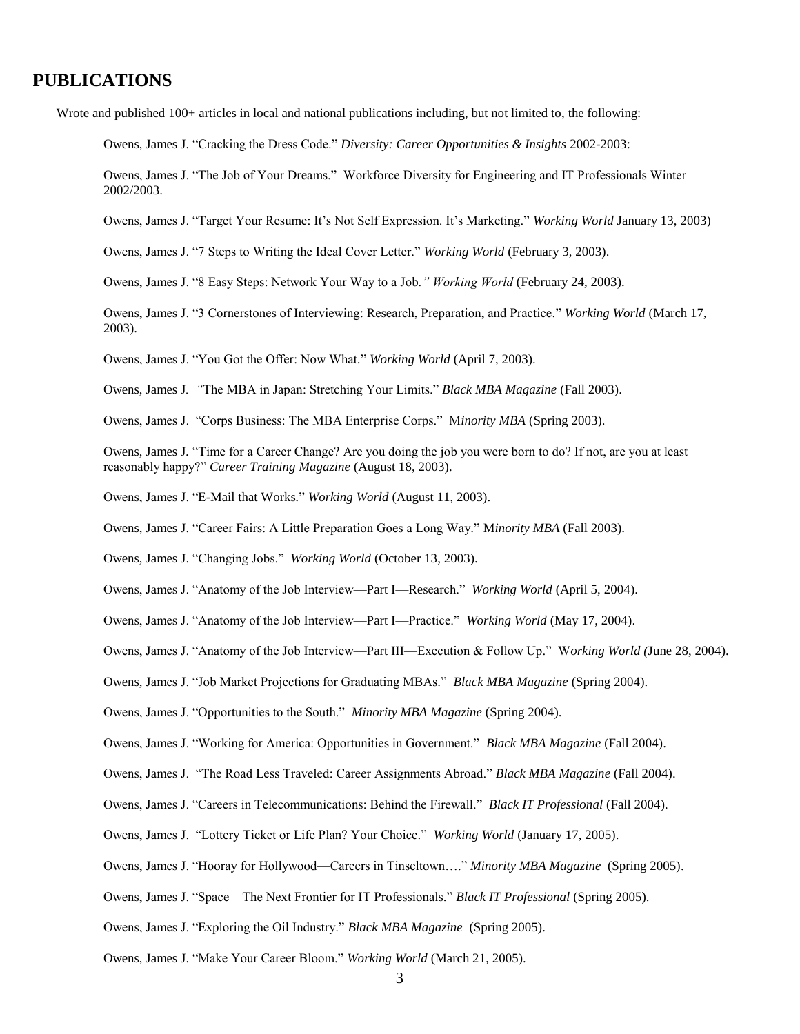## PUBLICATIONS

Wrote and published 100+ articles in local and national publications including, but not limited to, the following:

Owens, James J. "Cracking the Dress Code." *Diversity: Career Opportunities & Insights* 2002-2003:

Owens, James J. "The Job of Your Dreams." Workforce Diversity for Engineering and IT Professionals Winter 2002/2003.

Owens, James J. "Target Your Resume: It's Not Self Expression. It's Marketing." *Working World* January 13, 2003)

Owens, James J. "7 Steps to Writing the Ideal Cover Letter." *Working World* (February 3, 2003).

Owens, James J. "8 Easy Steps: Network Your Way to a Job*." Working World* (February 24, 2003).

Owens, James J. "3 Cornerstones of Interviewing: Research, Preparation, and Practice." *Working World* (March 17, 2003).

Owens, James J. "You Got the Offer: Now What." *Working World* (April 7, 2003).

Owens, James J. *"*The MBA in Japan: Stretching Your Limits." *Black MBA Magazine* (Fall 2003).

Owens, James J. "Corps Business: The MBA Enterprise Corps." M*inority MBA* (Spring 2003).

Owens, James J. "Time for a Career Change? Are you doing the job you were born to do? If not, are you at least reasonably happy?" *Career Training Magazine* (August 18, 2003).

Owens, James J. "E-Mail that Works." *Working World* (August 11, 2003).

Owens, James J. "Career Fairs: A Little Preparation Goes a Long Way." M*inority MBA* (Fall 2003).

Owens, James J. "Changing Jobs." *Working World* (October 13, 2003).

Owens, James J. "Anatomy of the Job Interview—Part I—Research." *Working World* (April 5, 2004).

Owens, James J. "Anatomy of the Job Interview—Part I—Practice." *Working World* (May 17, 2004).

Owens, James J. "Anatomy of the Job Interview—Part III—Execution & Follow Up." W*orking World (*June 28, 2004).

Owens, James J. "Job Market Projections for Graduating MBAs." *Black MBA Magazine* (Spring 2004).

Owens, James J. "Opportunities to the South." *Minority MBA Magazine* (Spring 2004).

Owens, James J. "Working for America: Opportunities in Government." *Black MBA Magazine* (Fall 2004).

Owens, James J. "The Road Less Traveled: Career Assignments Abroad." *Black MBA Magazine* (Fall 2004).

Owens, James J. "Careers in Telecommunications: Behind the Firewall." *Black IT Professional* (Fall 2004).

Owens, James J. "Lottery Ticket or Life Plan? Your Choice." *Working World* (January 17, 2005).

Owens, James J. "Hooray for Hollywood—Careers in Tinseltown…." *Minority MBA Magazine* (Spring 2005).

Owens, James J. "Space—The Next Frontier for IT Professionals." *Black IT Professional* (Spring 2005).

Owens, James J. "Exploring the Oil Industry." *Black MBA Magazine* (Spring 2005).

Owens, James J. "Make Your Career Bloom." *Working World* (March 21, 2005).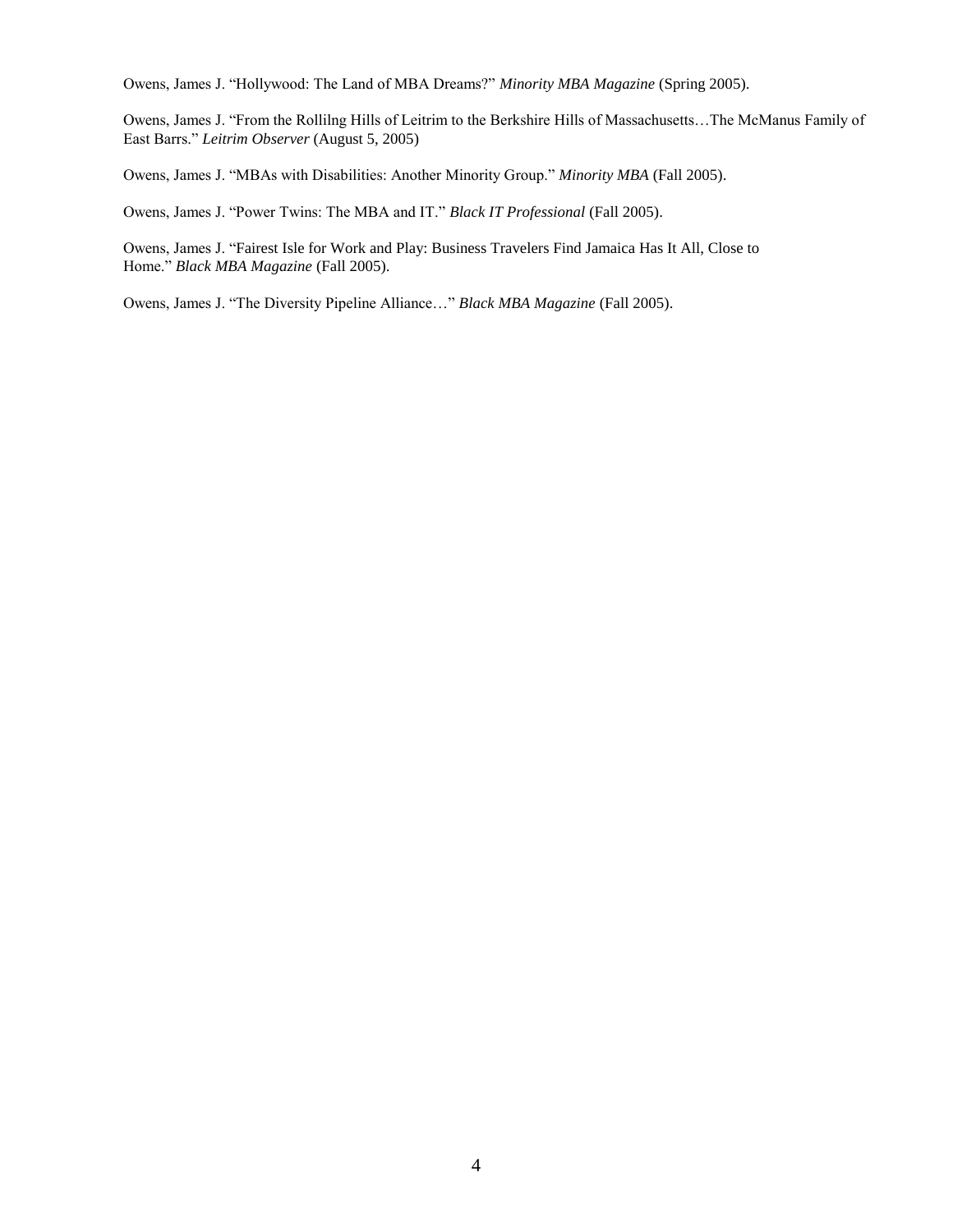Owens, James J. "Hollywood: The Land of MBA Dreams?" *Minority MBA Magazine* (Spring 2005).

Owens, James J. "From the Rollilng Hills of Leitrim to the Berkshire Hills of Massachusetts…The McManus Family of East Barrs." *Leitrim Observer* (August 5, 2005)

Owens, James J. "MBAs with Disabilities: Another Minority Group." *Minority MBA* (Fall 2005).

Owens, James J. "Power Twins: The MBA and IT." *Black IT Professional* (Fall 2005).

Owens, James J. "Fairest Isle for Work and Play: Business Travelers Find Jamaica Has It All, Close to Home." *Black MBA Magazine* (Fall 2005).

Owens, James J. "The Diversity Pipeline Alliance…" *Black MBA Magazine* (Fall 2005).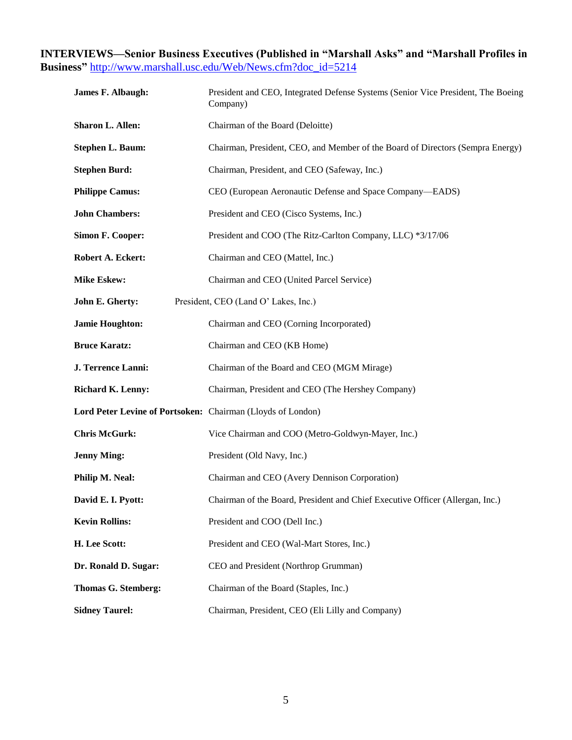**INTERVIEWS—Senior Business Executives (Published in "Marshall Asks" and "Marshall Profiles in Business"** http://www.marshall.usc.edu/Web/News.cfm?doc_id=5214

| | |
|---|---|
| **James F. Albaugh:** | President and CEO, Integrated Defense Systems (Senior Vice President, The Boeing Company) |
| **Sharon L. Allen:** | Chairman of the Board (Deloitte) |
| **Stephen L. Baum:** | Chairman, President, CEO, and Member of the Board of Directors (Sempra Energy) |
| **Stephen Burd:** | Chairman, President, and CEO (Safeway, Inc.) |
| **Philippe Camus:** | CEO (European Aeronautic Defense and Space Company—EADS) |
| **John Chambers:** | President and CEO (Cisco Systems, Inc.) |
| **Simon F. Cooper:** | President and COO (The Ritz-Carlton Company, LLC) *3/17/06 |
| **Robert A. Eckert:** | Chairman and CEO (Mattel, Inc.) |
| **Mike Eskew:** | Chairman and CEO (United Parcel Service) |
| **John E. Gherty:** | President, CEO (Land O' Lakes, Inc.) |
| **Jamie Houghton:** | Chairman and CEO (Corning Incorporated) |
| **Bruce Karatz:** | Chairman and CEO (KB Home) |
| **J. Terrence Lanni:** | Chairman of the Board and CEO (MGM Mirage) |
| **Richard K. Lenny:** | Chairman, President and CEO (The Hershey Company) |
| **Lord Peter Levine of Portsoken:** | Chairman (Lloyds of London) |
| **Chris McGurk:** | Vice Chairman and COO (Metro-Goldwyn-Mayer, Inc.) |
| **Jenny Ming:** | President (Old Navy, Inc.) |
| **Philip M. Neal:** | Chairman and CEO (Avery Dennison Corporation) |
| **David E. I. Pyott:** | Chairman of the Board, President and Chief Executive Officer (Allergan, Inc.) |
| **Kevin Rollins:** | President and COO (Dell Inc.) |
| **H. Lee Scott:** | President and CEO (Wal-Mart Stores, Inc.) |
| **Dr. Ronald D. Sugar:** | CEO and President (Northrop Grumman) |
| **Thomas G. Stemberg:** | Chairman of the Board (Staples, Inc.) |
| **Sidney Taurel:** | Chairman, President, CEO (Eli Lilly and Company) |